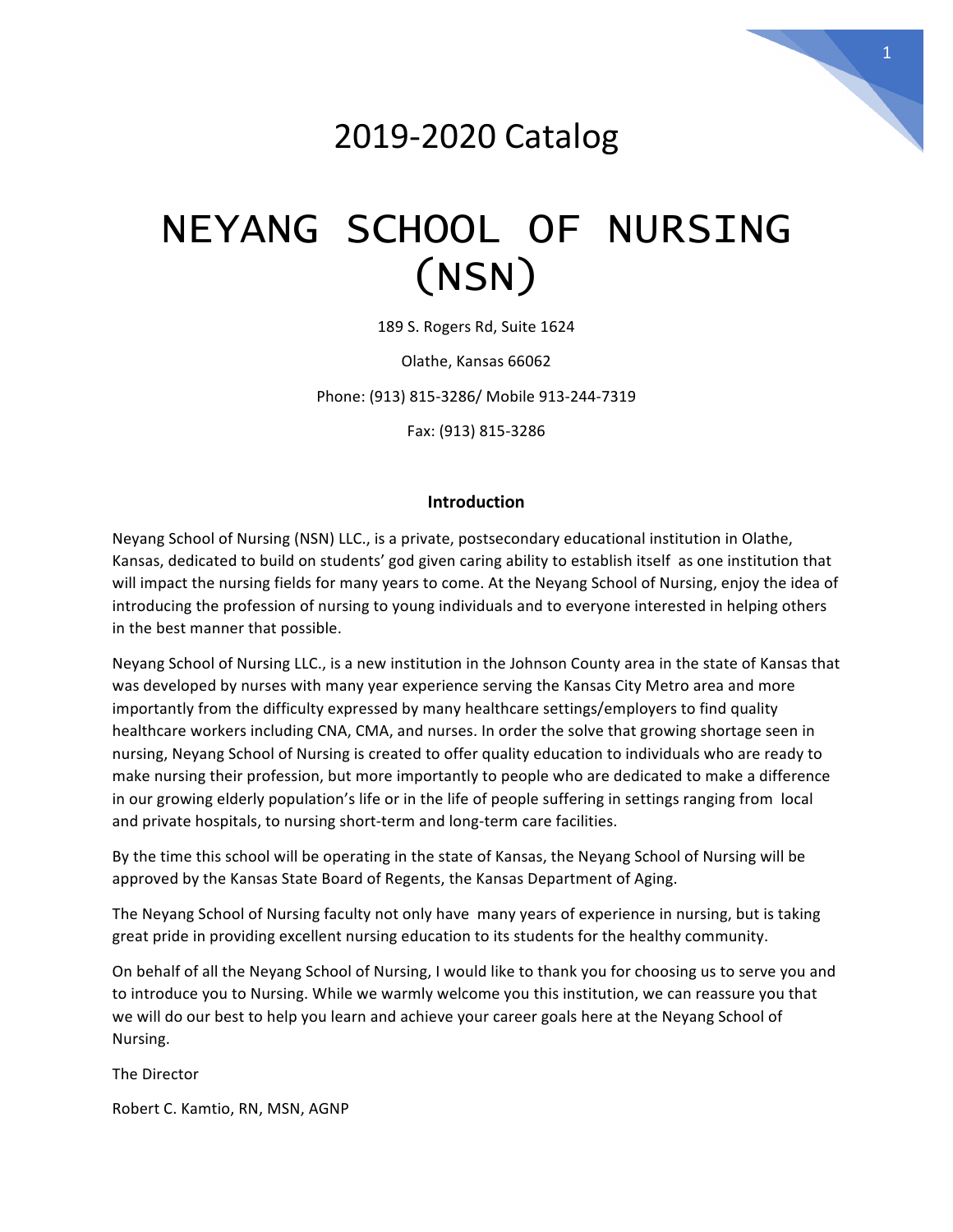# 2019-2020 Catalog

# NEYANG SCHOOL OF NURSING (NSN)

189 S. Rogers Rd, Suite 1624

Olathe, Kansas 66062

Phone: (913) 815-3286/ Mobile 913-244-7319

Fax: (913) 815-3286

## Introduction

Neyang School of Nursing (NSN) LLC., is a private, postsecondary educational institution in Olathe, Kansas, dedicated to build on students' god given caring ability to establish itself as one institution that will impact the nursing fields for many years to come. At the Neyang School of Nursing, enjoy the idea of introducing the profession of nursing to young individuals and to everyone interested in helping others in the best manner that possible.

Neyang School of Nursing LLC., is a new institution in the Johnson County area in the state of Kansas that was developed by nurses with many year experience serving the Kansas City Metro area and more importantly from the difficulty expressed by many healthcare settings/employers to find quality healthcare workers including CNA, CMA, and nurses. In order the solve that growing shortage seen in nursing, Neyang School of Nursing is created to offer quality education to individuals who are ready to make nursing their profession, but more importantly to people who are dedicated to make a difference in our growing elderly population's life or in the life of people suffering in settings ranging from local and private hospitals, to nursing short-term and long-term care facilities.

By the time this school will be operating in the state of Kansas, the Neyang School of Nursing will be approved by the Kansas State Board of Regents, the Kansas Department of Aging.

The Neyang School of Nursing faculty not only have many years of experience in nursing, but is taking great pride in providing excellent nursing education to its students for the healthy community.

On behalf of all the Neyang School of Nursing, I would like to thank you for choosing us to serve you and to introduce you to Nursing. While we warmly welcome you this institution, we can reassure you that we will do our best to help you learn and achieve your career goals here at the Neyang School of Nursing.

The Director

Robert C. Kamtio, RN, MSN, AGNP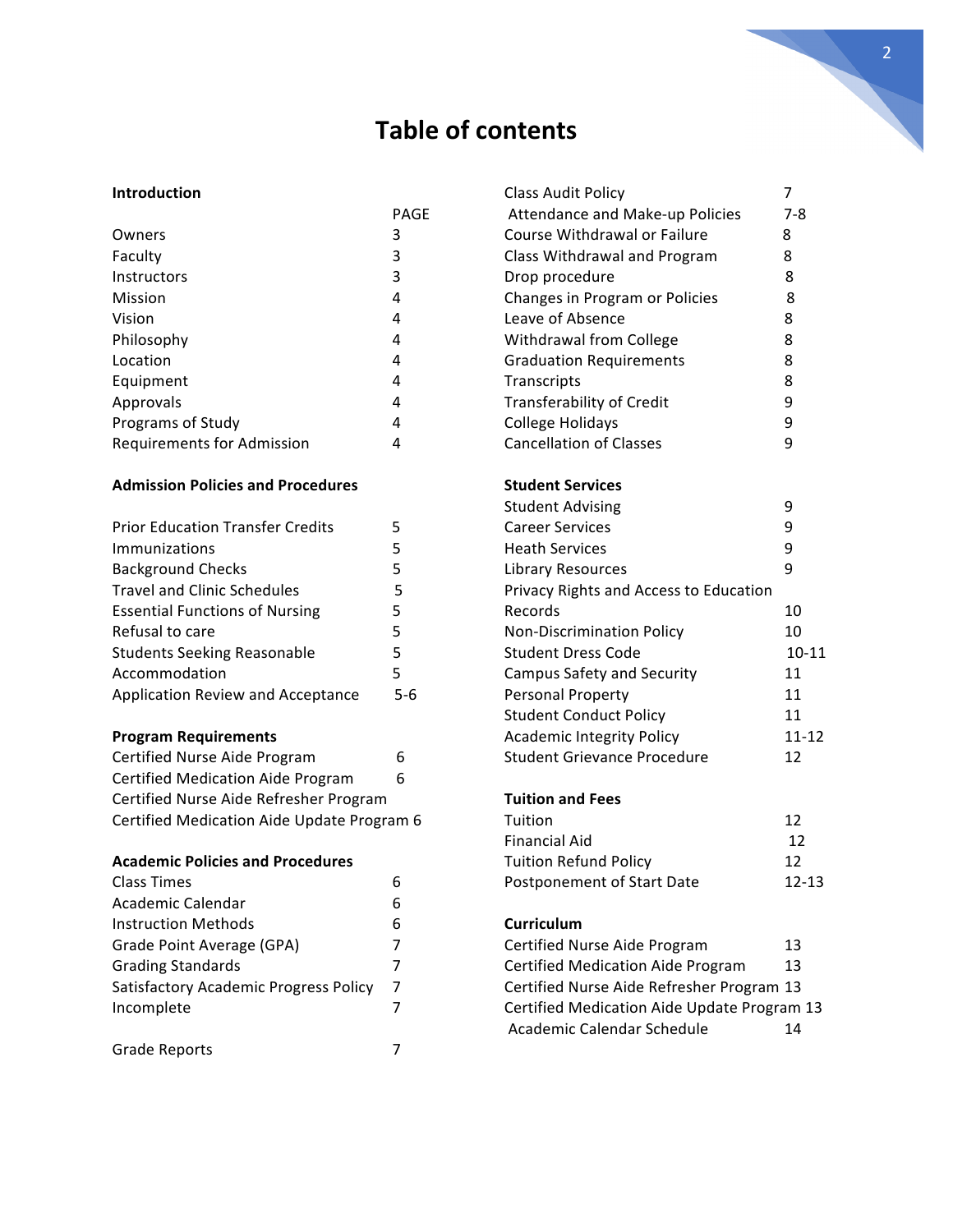# Table of contents

**Introduction**

| | PAGE |
|---|---|
| Owners | 3 |
| Faculty | 3 |
| Instructors | 3 |
| Mission | 4 |
| Vision | 4 |
| Philosophy | 4 |
| Location | 4 |
| Equipment | 4 |
| Approvals | 4 |
| Programs of Study | 4 |
| Requirements for Admission | 4 |

**Admission Policies and Procedures**

| | |
|---|---|
| Prior Education Transfer Credits | 5 |
| Immunizations | 5 |
| Background Checks | 5 |
| Travel and Clinic Schedules | 5 |
| Essential Functions of Nursing | 5 |
| Refusal to care | 5 |
| Students Seeking Reasonable | 5 |
| Accommodation | 5 |
| Application Review and Acceptance | 5-6 |

**Program Requirements**

| | |
|---|---|
| Certified Nurse Aide Program | 6 |
| Certified Medication Aide Program | 6 |
| Certified Nurse Aide Refresher Program | |
| Certified Medication Aide Update Program | 6 |

**Academic Policies and Procedures**

| | |
|---|---|
| Class Times | 6 |
| Academic Calendar | 6 |
| Instruction Methods | 6 |
| Grade Point Average (GPA) | 7 |
| Grading Standards | 7 |
| Satisfactory Academic Progress Policy | 7 |
| Incomplete | 7 |
| Grade Reports | 7 |
| Class Audit Policy | 7 |
| Attendance and Make-up Policies | 7-8 |
| Course Withdrawal or Failure | 8 |
| Class Withdrawal and Program | 8 |
| Drop procedure | 8 |
| Changes in Program or Policies | 8 |
| Leave of Absence | 8 |
| Withdrawal from College | 8 |
| Graduation Requirements | 8 |
| Transcripts | 8 |
| Transferability of Credit | 9 |
| College Holidays | 9 |
| Cancellation of Classes | 9 |

**Student Services**

| | |
|---|---|
| Student Advising | 9 |
| Career Services | 9 |
| Heath Services | 9 |
| Library Resources | 9 |
| Privacy Rights and Access to Education Records | 10 |
| Non-Discrimination Policy | 10 |
| Student Dress Code | 10-11 |
| Campus Safety and Security | 11 |
| Personal Property | 11 |
| Student Conduct Policy | 11 |
| Academic Integrity Policy | 11-12 |
| Student Grievance Procedure | 12 |

**Tuition and Fees**

| | |
|---|---|
| Tuition | 12 |
| Financial Aid | 12 |
| Tuition Refund Policy | 12 |
| Postponement of Start Date | 12-13 |

**Curriculum**

| | |
|---|---|
| Certified Nurse Aide Program | 13 |
| Certified Medication Aide Program | 13 |
| Certified Nurse Aide Refresher Program | 13 |
| Certified Medication Aide Update Program | 13 |
| Academic Calendar Schedule | 14 |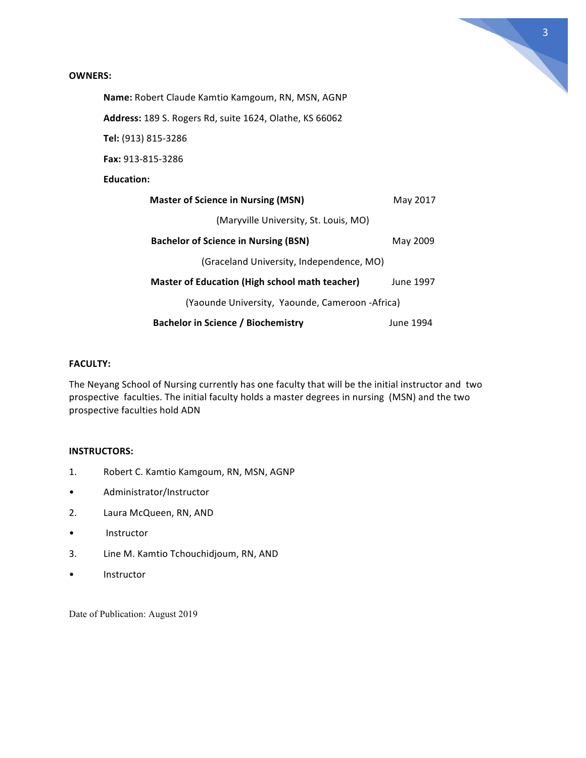**OWNERS:**

**Name:** Robert Claude Kamtio Kamgoum, RN, MSN, AGNP

**Address:** 189 S. Rogers Rd, suite 1624, Olathe, KS 66062

**Tel:** (913) 815-3286

**Fax:** 913-815-3286

**Education:**

**Master of Science in Nursing (MSN)** May 2017

(Maryville University, St. Louis, MO)

**Bachelor of Science in Nursing (BSN)** May 2009

(Graceland University, Independence, MO)

**Master of Education (High school math teacher)** June 1997

(Yaounde University, Yaounde, Cameroon -Africa)

**Bachelor in Science / Biochemistry** June 1994

**FACULTY:**

The Neyang School of Nursing currently has one faculty that will be the initial instructor and two prospective faculties. The initial faculty holds a master degrees in nursing (MSN) and the two prospective faculties hold ADN

**INSTRUCTORS:**

1. Robert C. Kamtio Kamgoum, RN, MSN, AGNP
   - Administrator/Instructor
2. Laura McQueen, RN, AND
   - Instructor
3. Line M. Kamtio Tchouchidjoum, RN, AND
   - Instructor

Date of Publication: August 2019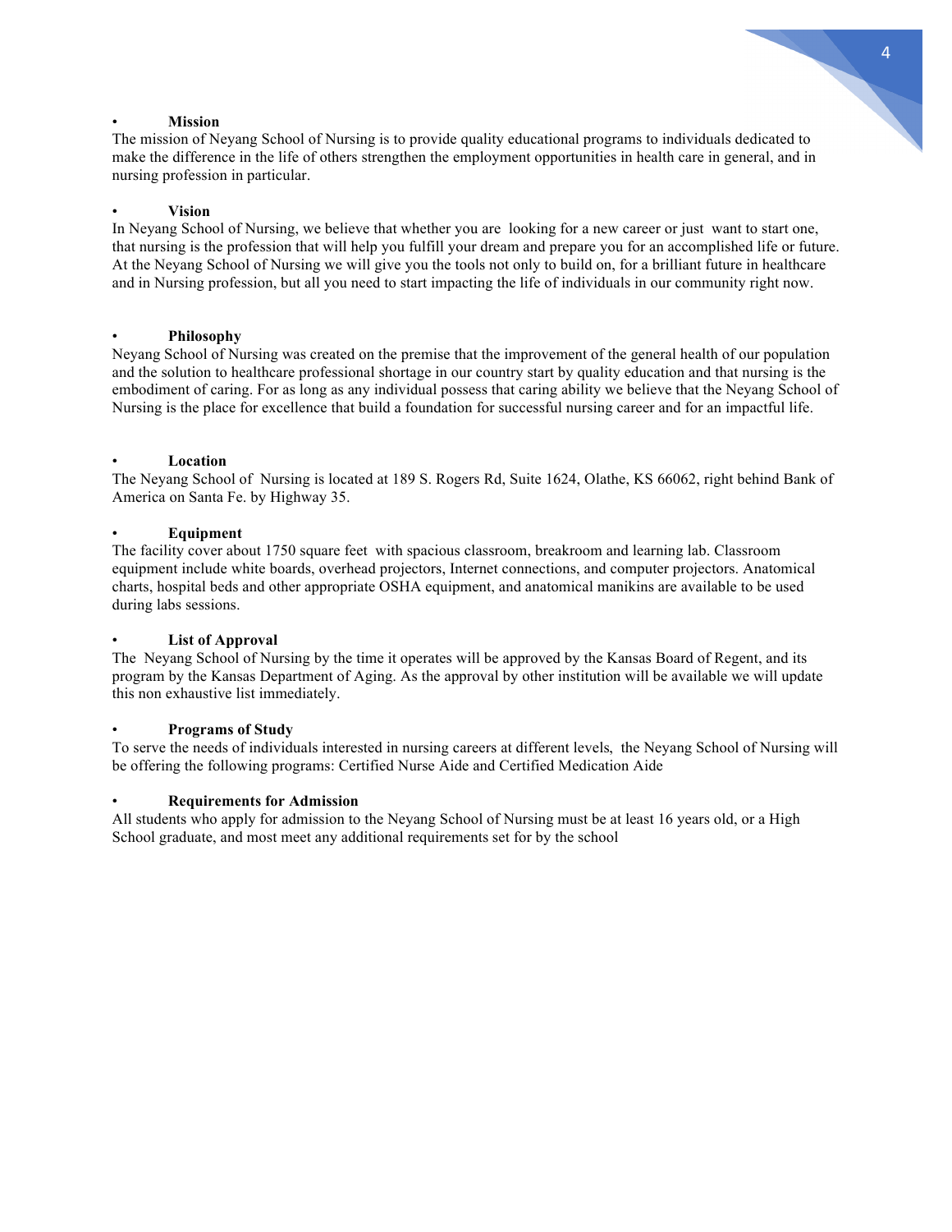- **Mission**

The mission of Neyang School of Nursing is to provide quality educational programs to individuals dedicated to make the difference in the life of others strengthen the employment opportunities in health care in general, and in nursing profession in particular.

- **Vision**

In Neyang School of Nursing, we believe that whether you are looking for a new career or just want to start one, that nursing is the profession that will help you fulfill your dream and prepare you for an accomplished life or future. At the Neyang School of Nursing we will give you the tools not only to build on, for a brilliant future in healthcare and in Nursing profession, but all you need to start impacting the life of individuals in our community right now.

- **Philosophy**

Neyang School of Nursing was created on the premise that the improvement of the general health of our population and the solution to healthcare professional shortage in our country start by quality education and that nursing is the embodiment of caring. For as long as any individual possess that caring ability we believe that the Neyang School of Nursing is the place for excellence that build a foundation for successful nursing career and for an impactful life.

- **Location**

The Neyang School of Nursing is located at 189 S. Rogers Rd, Suite 1624, Olathe, KS 66062, right behind Bank of America on Santa Fe. by Highway 35.

- **Equipment**

The facility cover about 1750 square feet with spacious classroom, breakroom and learning lab. Classroom equipment include white boards, overhead projectors, Internet connections, and computer projectors. Anatomical charts, hospital beds and other appropriate OSHA equipment, and anatomical manikins are available to be used during labs sessions.

- **List of Approval**

The Neyang School of Nursing by the time it operates will be approved by the Kansas Board of Regent, and its program by the Kansas Department of Aging. As the approval by other institution will be available we will update this non exhaustive list immediately.

- **Programs of Study**

To serve the needs of individuals interested in nursing careers at different levels, the Neyang School of Nursing will be offering the following programs: Certified Nurse Aide and Certified Medication Aide

- **Requirements for Admission**

All students who apply for admission to the Neyang School of Nursing must be at least 16 years old, or a High School graduate, and most meet any additional requirements set for by the school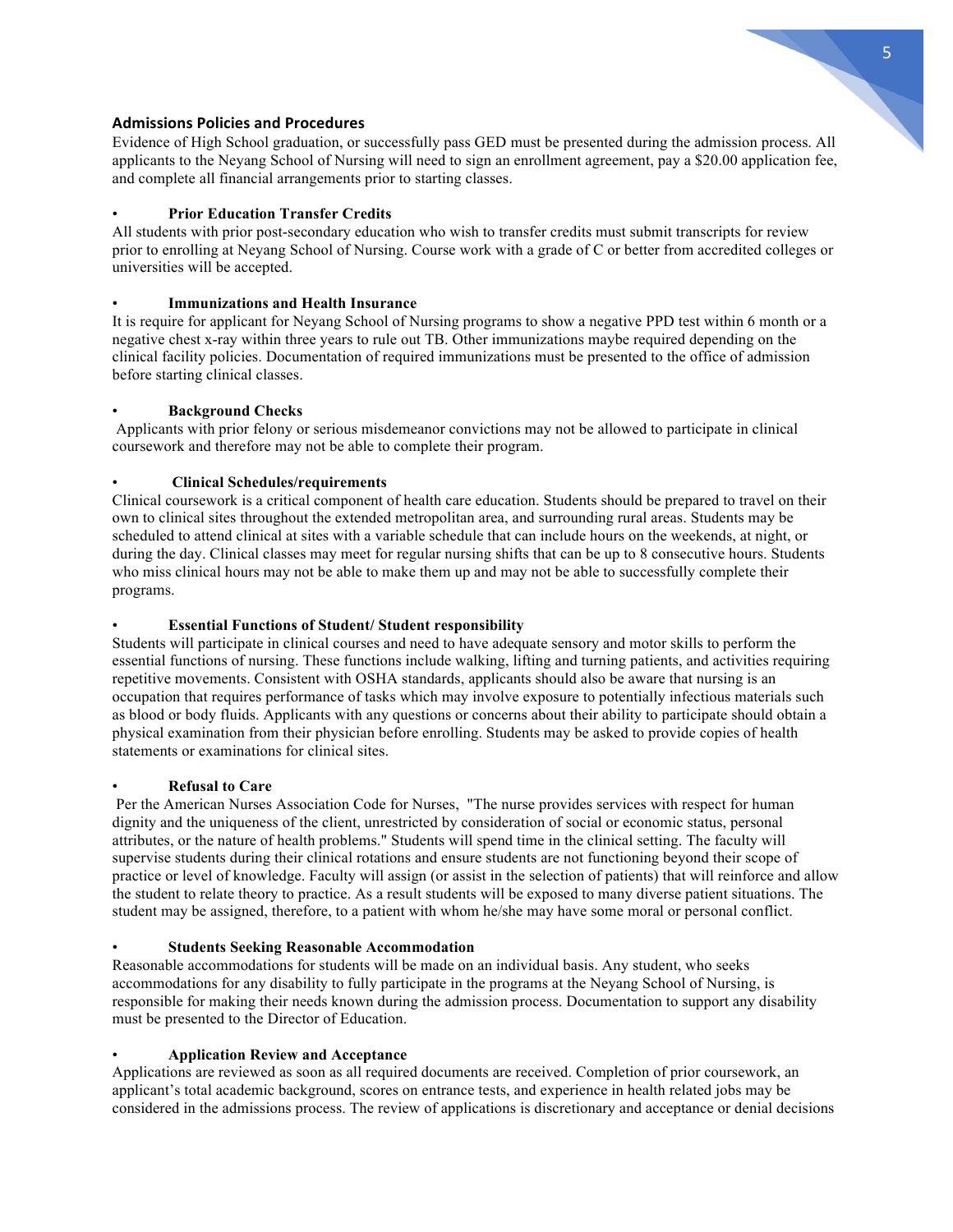## Admissions Policies and Procedures

Evidence of High School graduation, or successfully pass GED must be presented during the admission process. All applicants to the Neyang School of Nursing will need to sign an enrollment agreement, pay a $20.00 application fee, and complete all financial arrangements prior to starting classes.

- **Prior Education Transfer Credits**

All students with prior post-secondary education who wish to transfer credits must submit transcripts for review prior to enrolling at Neyang School of Nursing. Course work with a grade of C or better from accredited colleges or universities will be accepted.

- **Immunizations and Health Insurance**

It is require for applicant for Neyang School of Nursing programs to show a negative PPD test within 6 month or a negative chest x-ray within three years to rule out TB. Other immunizations maybe required depending on the clinical facility policies. Documentation of required immunizations must be presented to the office of admission before starting clinical classes.

- **Background Checks**

Applicants with prior felony or serious misdemeanor convictions may not be allowed to participate in clinical coursework and therefore may not be able to complete their program.

- **Clinical Schedules/requirements**

Clinical coursework is a critical component of health care education. Students should be prepared to travel on their own to clinical sites throughout the extended metropolitan area, and surrounding rural areas. Students may be scheduled to attend clinical at sites with a variable schedule that can include hours on the weekends, at night, or during the day. Clinical classes may meet for regular nursing shifts that can be up to 8 consecutive hours. Students who miss clinical hours may not be able to make them up and may not be able to successfully complete their programs.

- **Essential Functions of Student/ Student responsibility**

Students will participate in clinical courses and need to have adequate sensory and motor skills to perform the essential functions of nursing. These functions include walking, lifting and turning patients, and activities requiring repetitive movements. Consistent with OSHA standards, applicants should also be aware that nursing is an occupation that requires performance of tasks which may involve exposure to potentially infectious materials such as blood or body fluids. Applicants with any questions or concerns about their ability to participate should obtain a physical examination from their physician before enrolling. Students may be asked to provide copies of health statements or examinations for clinical sites.

- **Refusal to Care**

Per the American Nurses Association Code for Nurses, "The nurse provides services with respect for human dignity and the uniqueness of the client, unrestricted by consideration of social or economic status, personal attributes, or the nature of health problems." Students will spend time in the clinical setting. The faculty will supervise students during their clinical rotations and ensure students are not functioning beyond their scope of practice or level of knowledge. Faculty will assign (or assist in the selection of patients) that will reinforce and allow the student to relate theory to practice. As a result students will be exposed to many diverse patient situations. The student may be assigned, therefore, to a patient with whom he/she may have some moral or personal conflict.

- **Students Seeking Reasonable Accommodation**

Reasonable accommodations for students will be made on an individual basis. Any student, who seeks accommodations for any disability to fully participate in the programs at the Neyang School of Nursing, is responsible for making their needs known during the admission process. Documentation to support any disability must be presented to the Director of Education.

- **Application Review and Acceptance**

Applications are reviewed as soon as all required documents are received. Completion of prior coursework, an applicant's total academic background, scores on entrance tests, and experience in health related jobs may be considered in the admissions process. The review of applications is discretionary and acceptance or denial decisions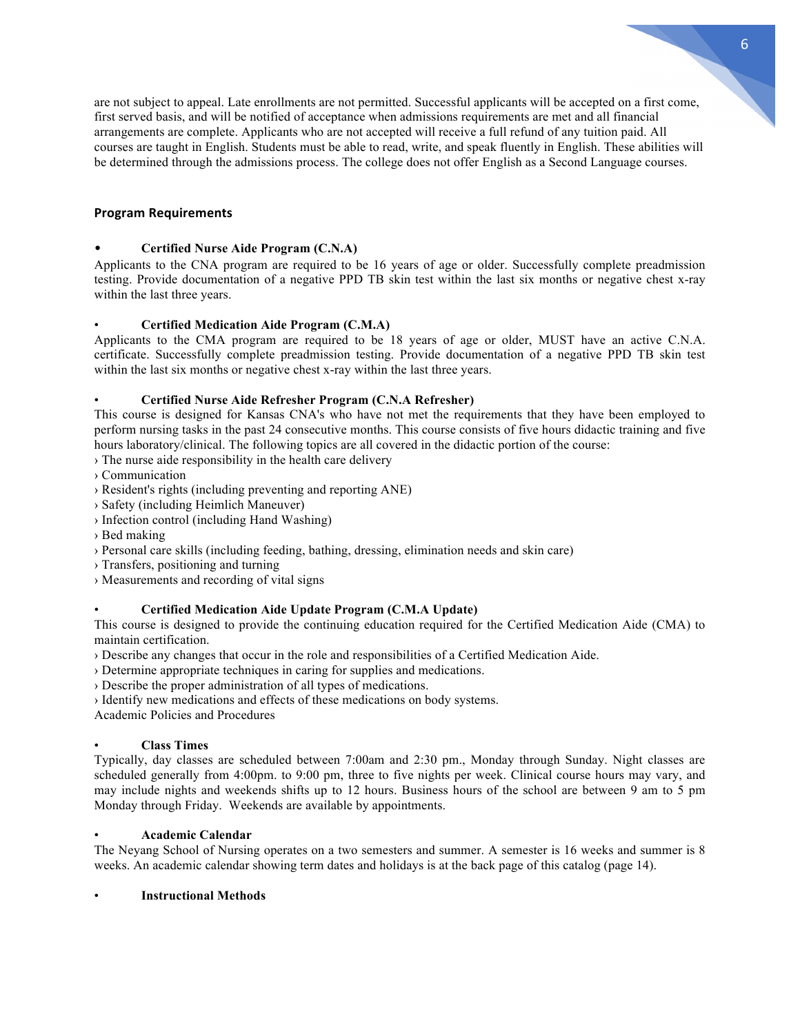are not subject to appeal. Late enrollments are not permitted. Successful applicants will be accepted on a first come, first served basis, and will be notified of acceptance when admissions requirements are met and all financial arrangements are complete. Applicants who are not accepted will receive a full refund of any tuition paid. All courses are taught in English. Students must be able to read, write, and speak fluently in English. These abilities will be determined through the admissions process. The college does not offer English as a Second Language courses.

## Program Requirements

- **Certified Nurse Aide Program (C.N.A)**

Applicants to the CNA program are required to be 16 years of age or older. Successfully complete preadmission testing. Provide documentation of a negative PPD TB skin test within the last six months or negative chest x-ray within the last three years.

- **Certified Medication Aide Program (C.M.A)**

Applicants to the CMA program are required to be 18 years of age or older, MUST have an active C.N.A. certificate. Successfully complete preadmission testing. Provide documentation of a negative PPD TB skin test within the last six months or negative chest x-ray within the last three years.

- **Certified Nurse Aide Refresher Program (C.N.A Refresher)**

This course is designed for Kansas CNA's who have not met the requirements that they have been employed to perform nursing tasks in the past 24 consecutive months. This course consists of five hours didactic training and five hours laboratory/clinical. The following topics are all covered in the didactic portion of the course:

› The nurse aide responsibility in the health care delivery
› Communication
› Resident's rights (including preventing and reporting ANE)
› Safety (including Heimlich Maneuver)
› Infection control (including Hand Washing)
› Bed making
› Personal care skills (including feeding, bathing, dressing, elimination needs and skin care)
› Transfers, positioning and turning
› Measurements and recording of vital signs

- **Certified Medication Aide Update Program (C.M.A Update)**

This course is designed to provide the continuing education required for the Certified Medication Aide (CMA) to maintain certification.

› Describe any changes that occur in the role and responsibilities of a Certified Medication Aide.
› Determine appropriate techniques in caring for supplies and medications.
› Describe the proper administration of all types of medications.
› Identify new medications and effects of these medications on body systems.

Academic Policies and Procedures

- **Class Times**

Typically, day classes are scheduled between 7:00am and 2:30 pm., Monday through Sunday. Night classes are scheduled generally from 4:00pm. to 9:00 pm, three to five nights per week. Clinical course hours may vary, and may include nights and weekends shifts up to 12 hours. Business hours of the school are between 9 am to 5 pm Monday through Friday. Weekends are available by appointments.

- **Academic Calendar**

The Neyang School of Nursing operates on a two semesters and summer. A semester is 16 weeks and summer is 8 weeks. An academic calendar showing term dates and holidays is at the back page of this catalog (page 14).

- **Instructional Methods**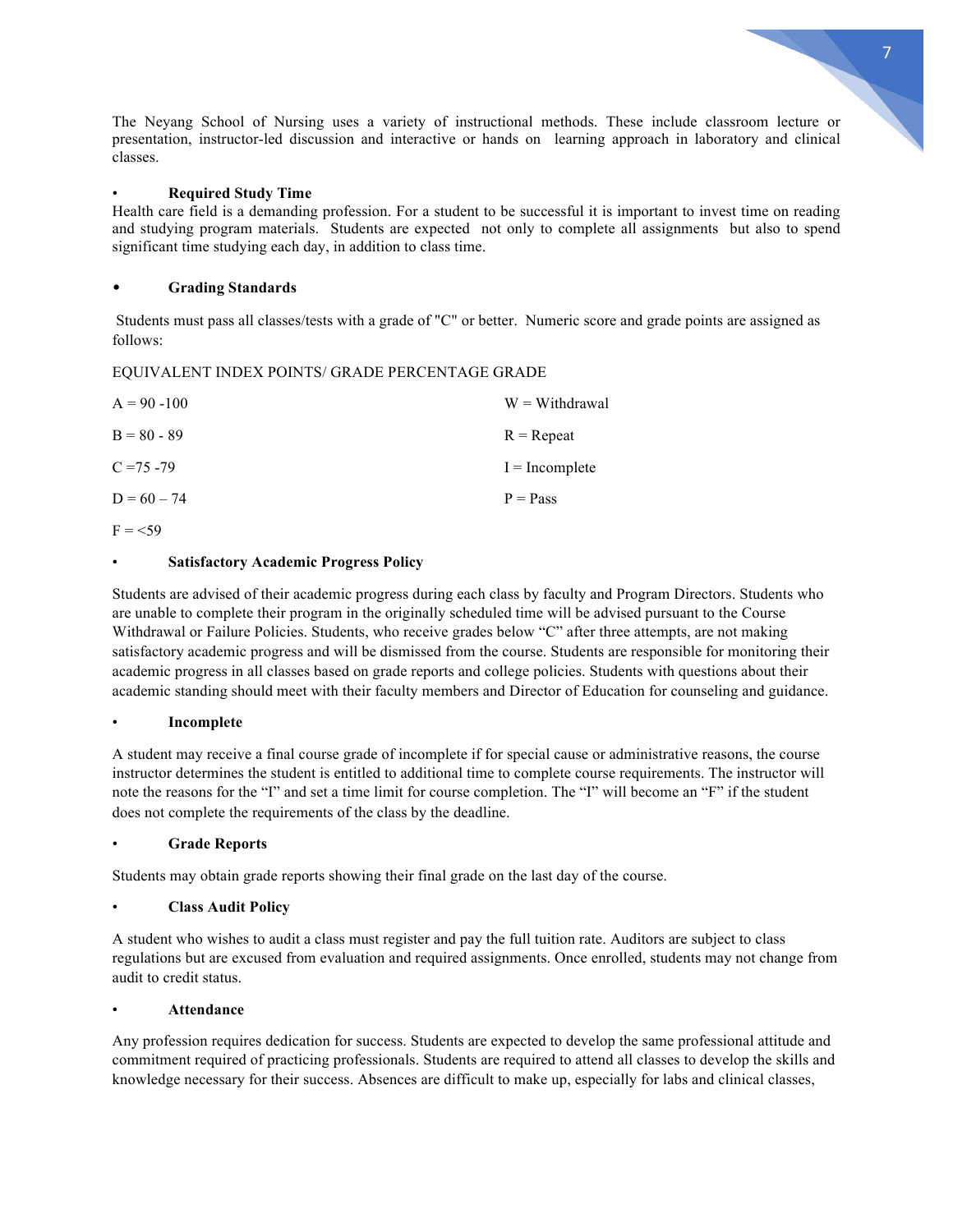The Neyang School of Nursing uses a variety of instructional methods. These include classroom lecture or presentation, instructor-led discussion and interactive or hands on learning approach in laboratory and clinical classes.

- **Required Study Time**

Health care field is a demanding profession. For a student to be successful it is important to invest time on reading and studying program materials. Students are expected not only to complete all assignments but also to spend significant time studying each day, in addition to class time.

- **Grading Standards**

Students must pass all classes/tests with a grade of "C" or better. Numeric score and grade points are assigned as follows:

EQUIVALENT INDEX POINTS/ GRADE PERCENTAGE GRADE

| | |
|---|---|
| A = 90 -100 | W = Withdrawal |
| B = 80 - 89 | R = Repeat |
| C =75 -79 | I = Incomplete |
| D = 60 – 74 | P = Pass |
| F = <59 | |

- **Satisfactory Academic Progress Policy**

Students are advised of their academic progress during each class by faculty and Program Directors. Students who are unable to complete their program in the originally scheduled time will be advised pursuant to the Course Withdrawal or Failure Policies. Students, who receive grades below "C" after three attempts, are not making satisfactory academic progress and will be dismissed from the course. Students are responsible for monitoring their academic progress in all classes based on grade reports and college policies. Students with questions about their academic standing should meet with their faculty members and Director of Education for counseling and guidance.

- **Incomplete**

A student may receive a final course grade of incomplete if for special cause or administrative reasons, the course instructor determines the student is entitled to additional time to complete course requirements. The instructor will note the reasons for the "I" and set a time limit for course completion. The "I" will become an "F" if the student does not complete the requirements of the class by the deadline.

- **Grade Reports**

Students may obtain grade reports showing their final grade on the last day of the course.

- **Class Audit Policy**

A student who wishes to audit a class must register and pay the full tuition rate. Auditors are subject to class regulations but are excused from evaluation and required assignments. Once enrolled, students may not change from audit to credit status.

- **Attendance**

Any profession requires dedication for success. Students are expected to develop the same professional attitude and commitment required of practicing professionals. Students are required to attend all classes to develop the skills and knowledge necessary for their success. Absences are difficult to make up, especially for labs and clinical classes,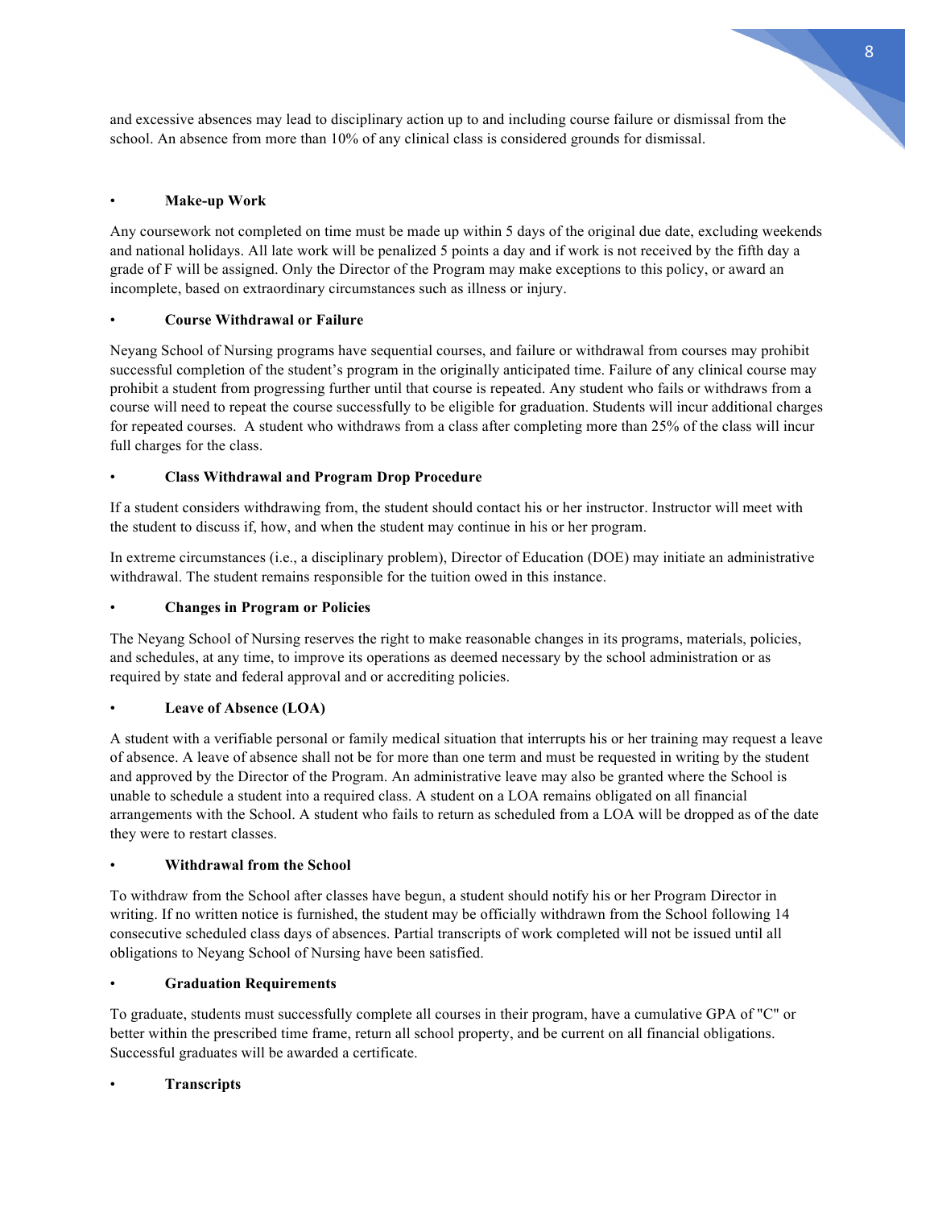and excessive absences may lead to disciplinary action up to and including course failure or dismissal from the school. An absence from more than 10% of any clinical class is considered grounds for dismissal.

- **Make-up Work**

Any coursework not completed on time must be made up within 5 days of the original due date, excluding weekends and national holidays. All late work will be penalized 5 points a day and if work is not received by the fifth day a grade of F will be assigned. Only the Director of the Program may make exceptions to this policy, or award an incomplete, based on extraordinary circumstances such as illness or injury.

- **Course Withdrawal or Failure**

Neyang School of Nursing programs have sequential courses, and failure or withdrawal from courses may prohibit successful completion of the student's program in the originally anticipated time. Failure of any clinical course may prohibit a student from progressing further until that course is repeated. Any student who fails or withdraws from a course will need to repeat the course successfully to be eligible for graduation. Students will incur additional charges for repeated courses. A student who withdraws from a class after completing more than 25% of the class will incur full charges for the class.

- **Class Withdrawal and Program Drop Procedure**

If a student considers withdrawing from, the student should contact his or her instructor. Instructor will meet with the student to discuss if, how, and when the student may continue in his or her program.

In extreme circumstances (i.e., a disciplinary problem), Director of Education (DOE) may initiate an administrative withdrawal. The student remains responsible for the tuition owed in this instance.

- **Changes in Program or Policies**

The Neyang School of Nursing reserves the right to make reasonable changes in its programs, materials, policies, and schedules, at any time, to improve its operations as deemed necessary by the school administration or as required by state and federal approval and or accrediting policies.

- **Leave of Absence (LOA)**

A student with a verifiable personal or family medical situation that interrupts his or her training may request a leave of absence. A leave of absence shall not be for more than one term and must be requested in writing by the student and approved by the Director of the Program. An administrative leave may also be granted where the School is unable to schedule a student into a required class. A student on a LOA remains obligated on all financial arrangements with the School. A student who fails to return as scheduled from a LOA will be dropped as of the date they were to restart classes.

- **Withdrawal from the School**

To withdraw from the School after classes have begun, a student should notify his or her Program Director in writing. If no written notice is furnished, the student may be officially withdrawn from the School following 14 consecutive scheduled class days of absences. Partial transcripts of work completed will not be issued until all obligations to Neyang School of Nursing have been satisfied.

- **Graduation Requirements**

To graduate, students must successfully complete all courses in their program, have a cumulative GPA of "C" or better within the prescribed time frame, return all school property, and be current on all financial obligations. Successful graduates will be awarded a certificate.

- **Transcripts**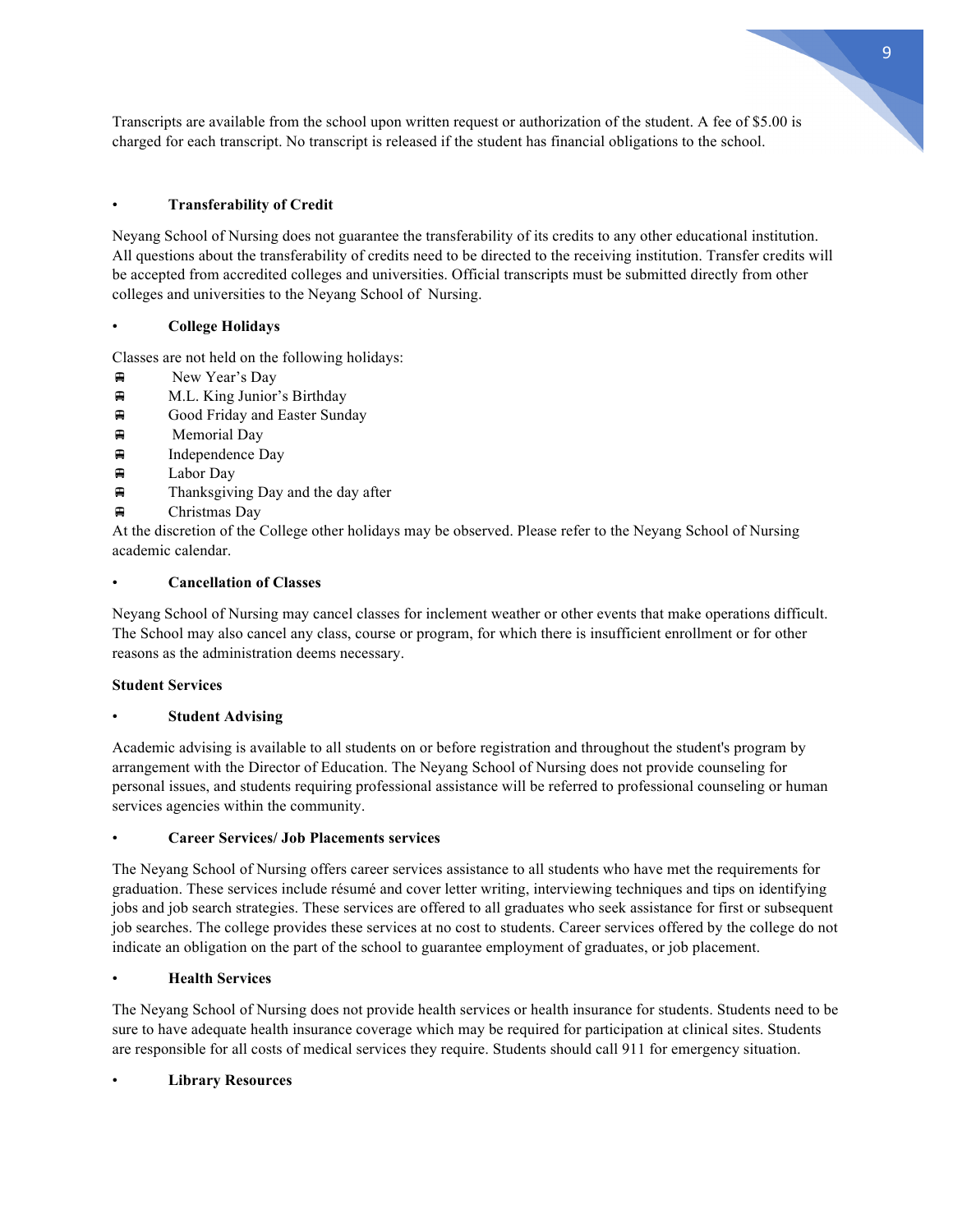Transcripts are available from the school upon written request or authorization of the student. A fee of $5.00 is charged for each transcript. No transcript is released if the student has financial obligations to the school.

- **Transferability of Credit**

Neyang School of Nursing does not guarantee the transferability of its credits to any other educational institution. All questions about the transferability of credits need to be directed to the receiving institution. Transfer credits will be accepted from accredited colleges and universities. Official transcripts must be submitted directly from other colleges and universities to the Neyang School of Nursing.

- **College Holidays**

Classes are not held on the following holidays:

- New Year's Day
- M.L. King Junior's Birthday
- Good Friday and Easter Sunday
- Memorial Day
- Independence Day
- Labor Day
- Thanksgiving Day and the day after
- Christmas Day

At the discretion of the College other holidays may be observed. Please refer to the Neyang School of Nursing academic calendar.

- **Cancellation of Classes**

Neyang School of Nursing may cancel classes for inclement weather or other events that make operations difficult. The School may also cancel any class, course or program, for which there is insufficient enrollment or for other reasons as the administration deems necessary.

**Student Services**

- **Student Advising**

Academic advising is available to all students on or before registration and throughout the student's program by arrangement with the Director of Education. The Neyang School of Nursing does not provide counseling for personal issues, and students requiring professional assistance will be referred to professional counseling or human services agencies within the community.

- **Career Services/ Job Placements services**

The Neyang School of Nursing offers career services assistance to all students who have met the requirements for graduation. These services include résumé and cover letter writing, interviewing techniques and tips on identifying jobs and job search strategies. These services are offered to all graduates who seek assistance for first or subsequent job searches. The college provides these services at no cost to students. Career services offered by the college do not indicate an obligation on the part of the school to guarantee employment of graduates, or job placement.

- **Health Services**

The Neyang School of Nursing does not provide health services or health insurance for students. Students need to be sure to have adequate health insurance coverage which may be required for participation at clinical sites. Students are responsible for all costs of medical services they require. Students should call 911 for emergency situation.

- **Library Resources**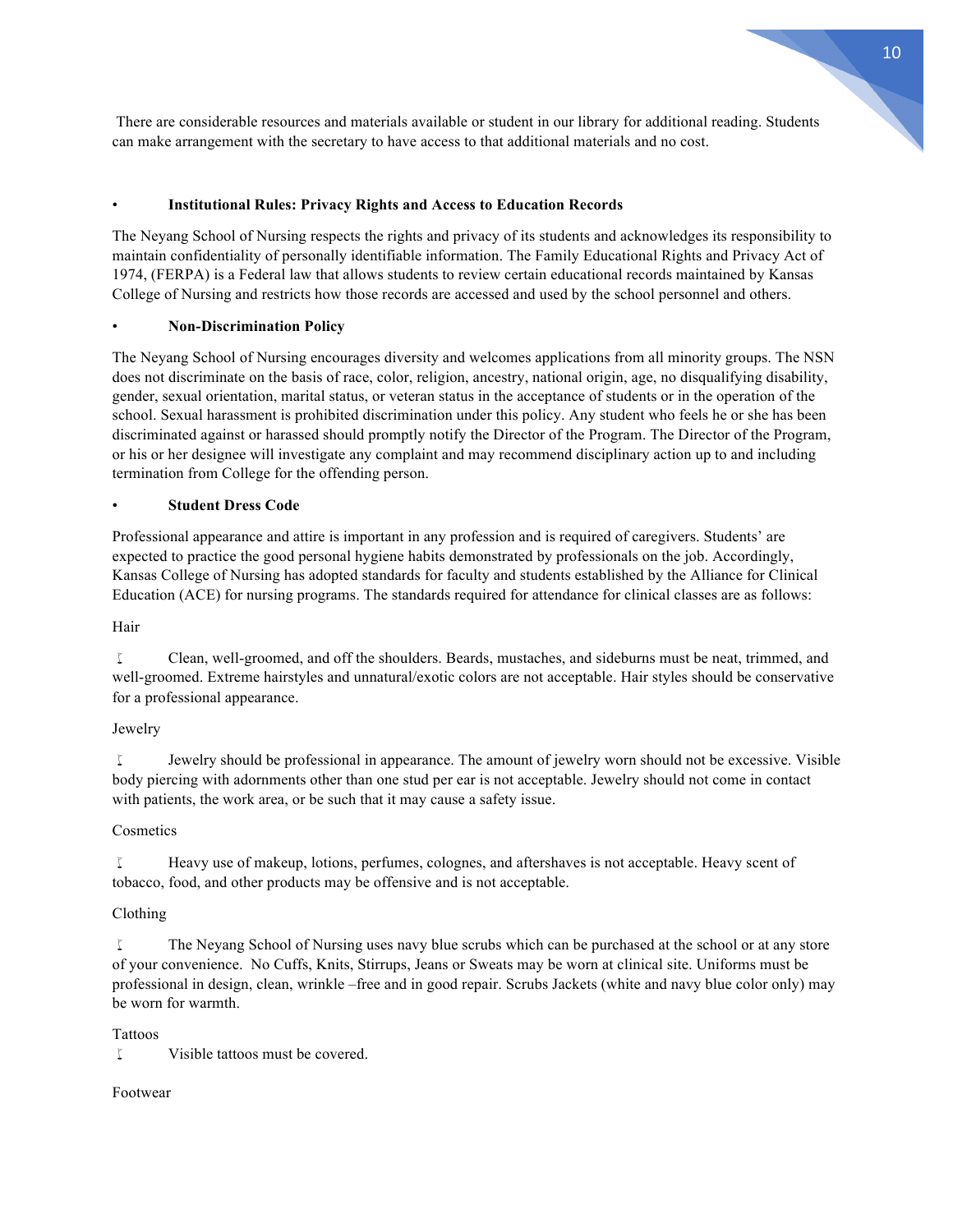There are considerable resources and materials available or student in our library for additional reading. Students can make arrangement with the secretary to have access to that additional materials and no cost.

- **Institutional Rules: Privacy Rights and Access to Education Records**

The Neyang School of Nursing respects the rights and privacy of its students and acknowledges its responsibility to maintain confidentiality of personally identifiable information. The Family Educational Rights and Privacy Act of 1974, (FERPA) is a Federal law that allows students to review certain educational records maintained by Kansas College of Nursing and restricts how those records are accessed and used by the school personnel and others.

- **Non-Discrimination Policy**

The Neyang School of Nursing encourages diversity and welcomes applications from all minority groups. The NSN does not discriminate on the basis of race, color, religion, ancestry, national origin, age, no disqualifying disability, gender, sexual orientation, marital status, or veteran status in the acceptance of students or in the operation of the school. Sexual harassment is prohibited discrimination under this policy. Any student who feels he or she has been discriminated against or harassed should promptly notify the Director of the Program. The Director of the Program, or his or her designee will investigate any complaint and may recommend disciplinary action up to and including termination from College for the offending person.

- **Student Dress Code**

Professional appearance and attire is important in any profession and is required of caregivers. Students' are expected to practice the good personal hygiene habits demonstrated by professionals on the job. Accordingly, Kansas College of Nursing has adopted standards for faculty and students established by the Alliance for Clinical Education (ACE) for nursing programs. The standards required for attendance for clinical classes are as follows:

Hair

- Clean, well-groomed, and off the shoulders. Beards, mustaches, and sideburns must be neat, trimmed, and well-groomed. Extreme hairstyles and unnatural/exotic colors are not acceptable. Hair styles should be conservative for a professional appearance.

Jewelry

- Jewelry should be professional in appearance. The amount of jewelry worn should not be excessive. Visible body piercing with adornments other than one stud per ear is not acceptable. Jewelry should not come in contact with patients, the work area, or be such that it may cause a safety issue.

Cosmetics

- Heavy use of makeup, lotions, perfumes, colognes, and aftershaves is not acceptable. Heavy scent of tobacco, food, and other products may be offensive and is not acceptable.

Clothing

- The Neyang School of Nursing uses navy blue scrubs which can be purchased at the school or at any store of your convenience. No Cuffs, Knits, Stirrups, Jeans or Sweats may be worn at clinical site. Uniforms must be professional in design, clean, wrinkle –free and in good repair. Scrubs Jackets (white and navy blue color only) may be worn for warmth.

Tattoos

- Visible tattoos must be covered.

Footwear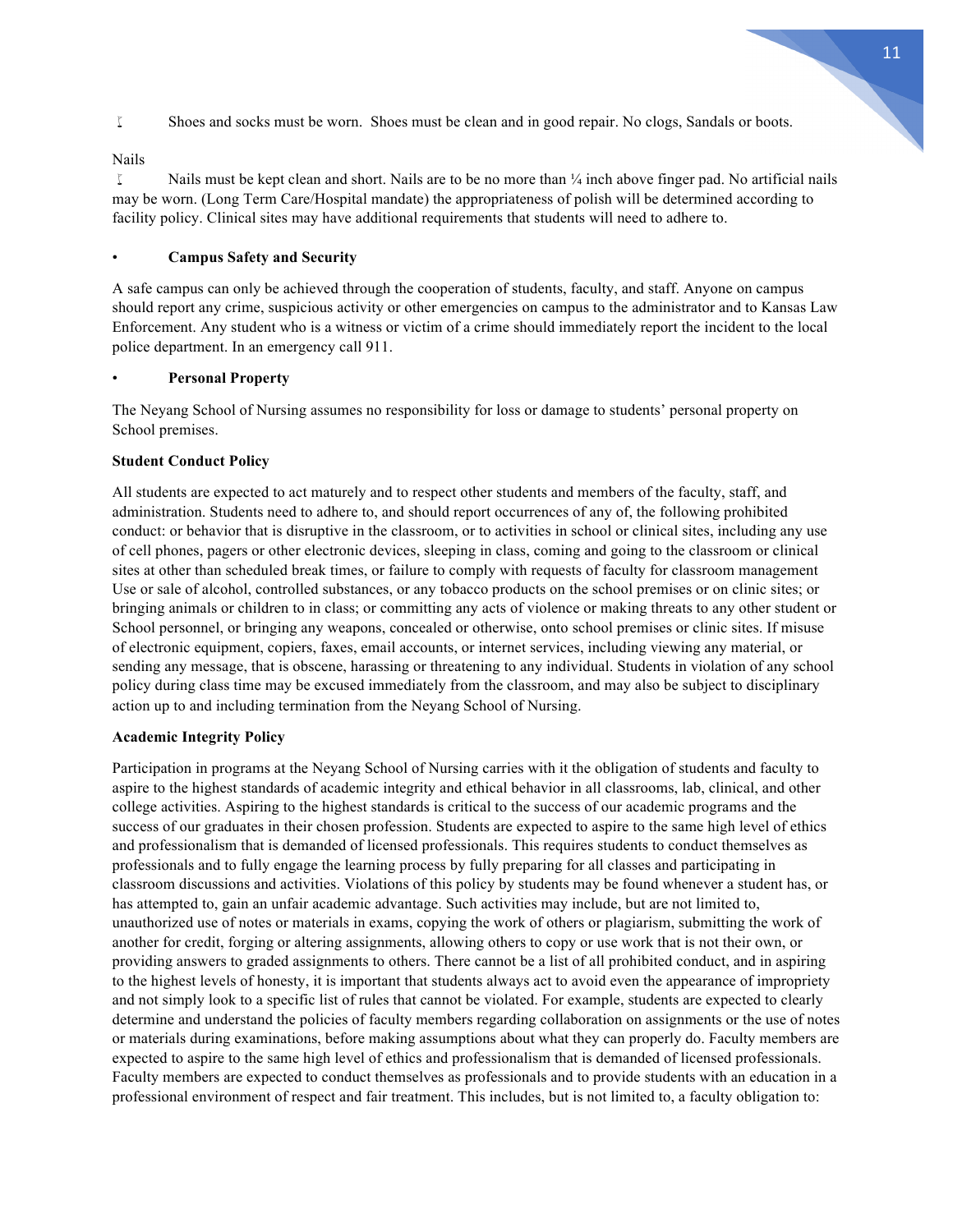- Shoes and socks must be worn. Shoes must be clean and in good repair. No clogs, Sandals or boots.

Nails

- Nails must be kept clean and short. Nails are to be no more than ¼ inch above finger pad. No artificial nails may be worn. (Long Term Care/Hospital mandate) the appropriateness of polish will be determined according to facility policy. Clinical sites may have additional requirements that students will need to adhere to.

- **Campus Safety and Security**

A safe campus can only be achieved through the cooperation of students, faculty, and staff. Anyone on campus should report any crime, suspicious activity or other emergencies on campus to the administrator and to Kansas Law Enforcement. Any student who is a witness or victim of a crime should immediately report the incident to the local police department. In an emergency call 911.

- **Personal Property**

The Neyang School of Nursing assumes no responsibility for loss or damage to students' personal property on School premises.

**Student Conduct Policy**

All students are expected to act maturely and to respect other students and members of the faculty, staff, and administration. Students need to adhere to, and should report occurrences of any of, the following prohibited conduct: or behavior that is disruptive in the classroom, or to activities in school or clinical sites, including any use of cell phones, pagers or other electronic devices, sleeping in class, coming and going to the classroom or clinical sites at other than scheduled break times, or failure to comply with requests of faculty for classroom management Use or sale of alcohol, controlled substances, or any tobacco products on the school premises or on clinic sites; or bringing animals or children to in class; or committing any acts of violence or making threats to any other student or School personnel, or bringing any weapons, concealed or otherwise, onto school premises or clinic sites. If misuse of electronic equipment, copiers, faxes, email accounts, or internet services, including viewing any material, or sending any message, that is obscene, harassing or threatening to any individual. Students in violation of any school policy during class time may be excused immediately from the classroom, and may also be subject to disciplinary action up to and including termination from the Neyang School of Nursing.

**Academic Integrity Policy**

Participation in programs at the Neyang School of Nursing carries with it the obligation of students and faculty to aspire to the highest standards of academic integrity and ethical behavior in all classrooms, lab, clinical, and other college activities. Aspiring to the highest standards is critical to the success of our academic programs and the success of our graduates in their chosen profession. Students are expected to aspire to the same high level of ethics and professionalism that is demanded of licensed professionals. This requires students to conduct themselves as professionals and to fully engage the learning process by fully preparing for all classes and participating in classroom discussions and activities. Violations of this policy by students may be found whenever a student has, or has attempted to, gain an unfair academic advantage. Such activities may include, but are not limited to, unauthorized use of notes or materials in exams, copying the work of others or plagiarism, submitting the work of another for credit, forging or altering assignments, allowing others to copy or use work that is not their own, or providing answers to graded assignments to others. There cannot be a list of all prohibited conduct, and in aspiring to the highest levels of honesty, it is important that students always act to avoid even the appearance of impropriety and not simply look to a specific list of rules that cannot be violated. For example, students are expected to clearly determine and understand the policies of faculty members regarding collaboration on assignments or the use of notes or materials during examinations, before making assumptions about what they can properly do. Faculty members are expected to aspire to the same high level of ethics and professionalism that is demanded of licensed professionals. Faculty members are expected to conduct themselves as professionals and to provide students with an education in a professional environment of respect and fair treatment. This includes, but is not limited to, a faculty obligation to: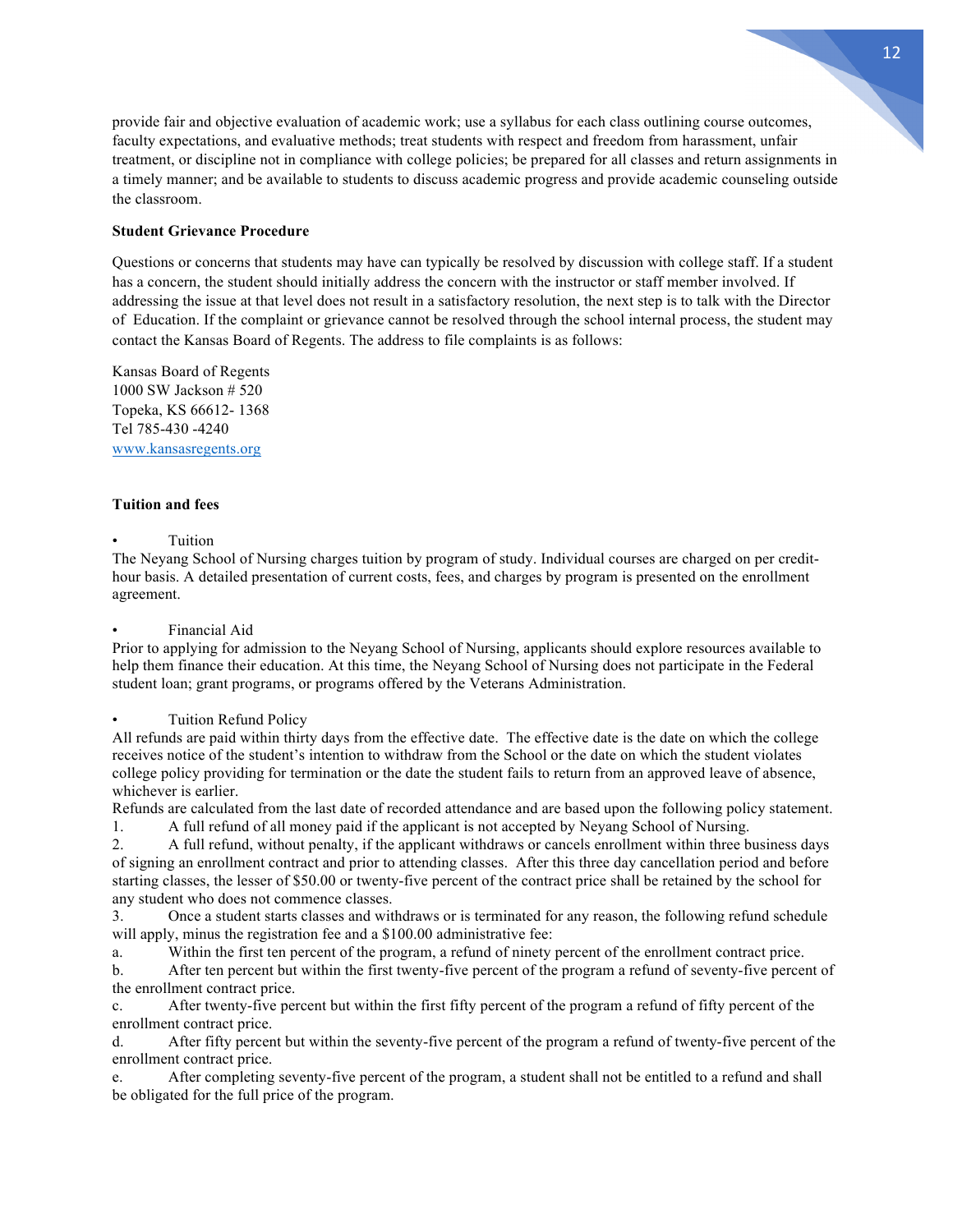provide fair and objective evaluation of academic work; use a syllabus for each class outlining course outcomes, faculty expectations, and evaluative methods; treat students with respect and freedom from harassment, unfair treatment, or discipline not in compliance with college policies; be prepared for all classes and return assignments in a timely manner; and be available to students to discuss academic progress and provide academic counseling outside the classroom.

**Student Grievance Procedure**

Questions or concerns that students may have can typically be resolved by discussion with college staff. If a student has a concern, the student should initially address the concern with the instructor or staff member involved. If addressing the issue at that level does not result in a satisfactory resolution, the next step is to talk with the Director of Education. If the complaint or grievance cannot be resolved through the school internal process, the student may contact the Kansas Board of Regents. The address to file complaints is as follows:

Kansas Board of Regents
1000 SW Jackson # 520
Topeka, KS 66612- 1368
Tel 785-430 -4240
[www.kansasregents.org](www.kansasregents.org)

**Tuition and fees**

- Tuition

The Neyang School of Nursing charges tuition by program of study. Individual courses are charged on per credit-hour basis. A detailed presentation of current costs, fees, and charges by program is presented on the enrollment agreement.

- Financial Aid

Prior to applying for admission to the Neyang School of Nursing, applicants should explore resources available to help them finance their education. At this time, the Neyang School of Nursing does not participate in the Federal student loan; grant programs, or programs offered by the Veterans Administration.

- Tuition Refund Policy

All refunds are paid within thirty days from the effective date. The effective date is the date on which the college receives notice of the student's intention to withdraw from the School or the date on which the student violates college policy providing for termination or the date the student fails to return from an approved leave of absence, whichever is earlier.

Refunds are calculated from the last date of recorded attendance and are based upon the following policy statement.

1. A full refund of all money paid if the applicant is not accepted by Neyang School of Nursing.
2. A full refund, without penalty, if the applicant withdraws or cancels enrollment within three business days of signing an enrollment contract and prior to attending classes. After this three day cancellation period and before starting classes, the lesser of $50.00 or twenty-five percent of the contract price shall be retained by the school for any student who does not commence classes.
3. Once a student starts classes and withdraws or is terminated for any reason, the following refund schedule will apply, minus the registration fee and a $100.00 administrative fee:

a. Within the first ten percent of the program, a refund of ninety percent of the enrollment contract price.

b. After ten percent but within the first twenty-five percent of the program a refund of seventy-five percent of the enrollment contract price.

c. After twenty-five percent but within the first fifty percent of the program a refund of fifty percent of the enrollment contract price.

d. After fifty percent but within the seventy-five percent of the program a refund of twenty-five percent of the enrollment contract price.

e. After completing seventy-five percent of the program, a student shall not be entitled to a refund and shall be obligated for the full price of the program.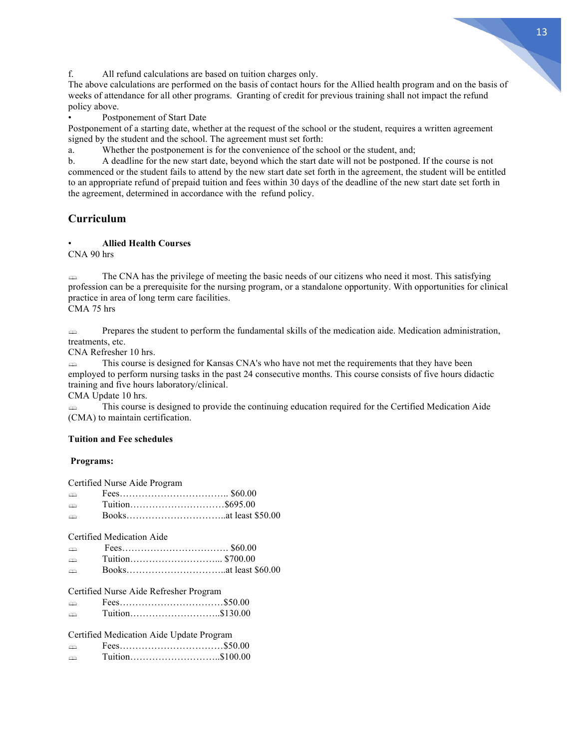f. All refund calculations are based on tuition charges only.

The above calculations are performed on the basis of contact hours for the Allied health program and on the basis of weeks of attendance for all other programs. Granting of credit for previous training shall not impact the refund policy above.

- Postponement of Start Date

Postponement of a starting date, whether at the request of the school or the student, requires a written agreement signed by the student and the school. The agreement must set forth:

a. Whether the postponement is for the convenience of the school or the student, and;

b. A deadline for the new start date, beyond which the start date will not be postponed. If the course is not commenced or the student fails to attend by the new start date set forth in the agreement, the student will be entitled to an appropriate refund of prepaid tuition and fees within 30 days of the deadline of the new start date set forth in the agreement, determined in accordance with the refund policy.

## Curriculum

- **Allied Health Courses**

CNA 90 hrs

- The CNA has the privilege of meeting the basic needs of our citizens who need it most. This satisfying profession can be a prerequisite for the nursing program, or a standalone opportunity. With opportunities for clinical practice in area of long term care facilities.

CMA 75 hrs

- Prepares the student to perform the fundamental skills of the medication aide. Medication administration, treatments, etc.

CNA Refresher 10 hrs.

- This course is designed for Kansas CNA's who have not met the requirements that they have been employed to perform nursing tasks in the past 24 consecutive months. This course consists of five hours didactic training and five hours laboratory/clinical.

CMA Update 10 hrs.

- This course is designed to provide the continuing education required for the Certified Medication Aide (CMA) to maintain certification.

**Tuition and Fee schedules**

**Programs:**

Certified Nurse Aide Program

- Fees………………………………. $60.00
- Tuition…………………………$695.00
- Books…………………………..at least $50.00

Certified Medication Aide

- Fees……………………………. $60.00
- Tuition………………………... $700.00
- Books…………………………..at least $60.00

Certified Nurse Aide Refresher Program

- Fees……………………………$50.00
- Tuition………………………..$130.00

Certified Medication Aide Update Program

- Fees……………………………$50.00
- Tuition………………………..$100.00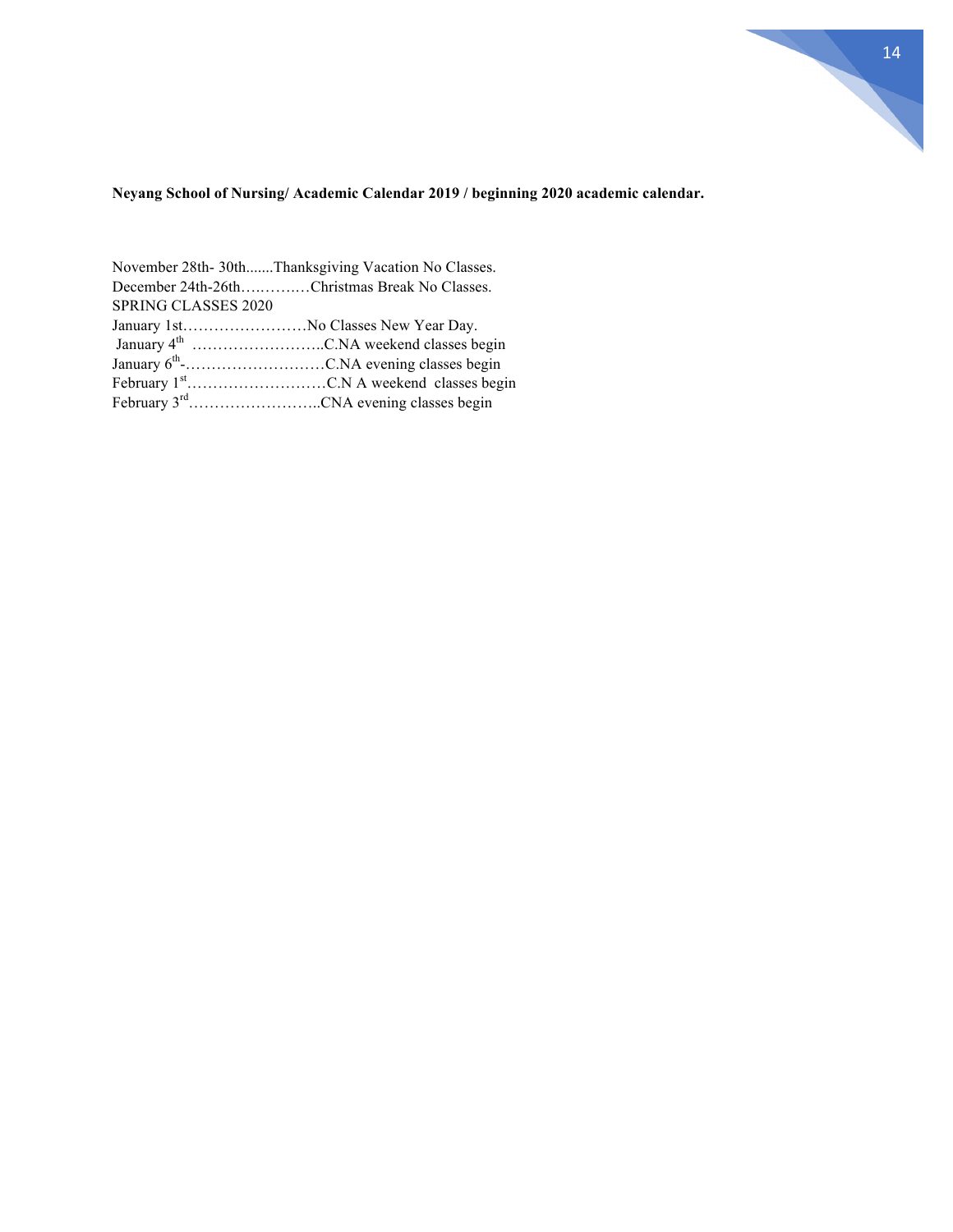**Neyang School of Nursing/ Academic Calendar 2019 / beginning 2020 academic calendar.**

November 28th- 30th.......Thanksgiving Vacation No Classes.
December 24th-26th…..……..…Christmas Break No Classes.
SPRING CLASSES 2020
January 1st……………………No Classes New Year Day.
January 4th ……………………..C.NA weekend classes begin
January 6th-………………………C.NA evening classes begin
February 1st………………………C.N A weekend classes begin
February 3rd……………………..CNA evening classes begin